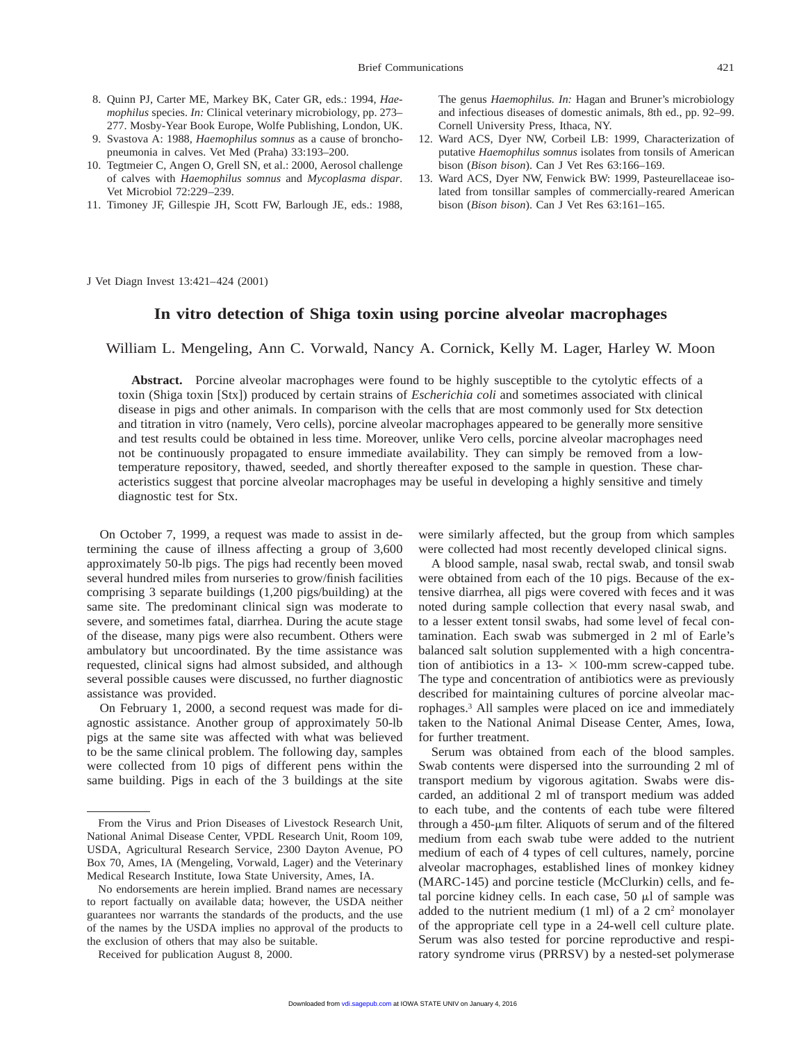8. Quinn PJ, Carter ME, Markey BK, Cater GR, eds.: 1994, *Haemophilus* species. *In:* Clinical veterinary microbiology, pp. 273–277. Mosby-Year Book Europe, Wolfe Publishing, London, UK.
9. Svastova A: 1988, *Haemophilus somnus* as a cause of bronchopneumonia in calves. Vet Med (Praha) 33:193–200.
10. Tegtmeier C, Angen O, Grell SN, et al.: 2000, Aerosol challenge of calves with *Haemophilus somnus* and *Mycoplasma dispar*. Vet Microbiol 72:229–239.
11. Timoney JF, Gillespie JH, Scott FW, Barlough JE, eds.: 1988, The genus *Haemophilus. In:* Hagan and Bruner's microbiology and infectious diseases of domestic animals, 8th ed., pp. 92–99. Cornell University Press, Ithaca, NY.
12. Ward ACS, Dyer NW, Corbeil LB: 1999, Characterization of putative *Haemophilus somnus* isolates from tonsils of American bison (*Bison bison*). Can J Vet Res 63:166–169.
13. Ward ACS, Dyer NW, Fenwick BW: 1999, Pasteurellaceae isolated from tonsillar samples of commercially-reared American bison (*Bison bison*). Can J Vet Res 63:161–165.

J Vet Diagn Invest 13:421–424 (2001)

# In vitro detection of Shiga toxin using porcine alveolar macrophages

William L. Mengeling, Ann C. Vorwald, Nancy A. Cornick, Kelly M. Lager, Harley W. Moon

**Abstract.** Porcine alveolar macrophages were found to be highly susceptible to the cytolytic effects of a toxin (Shiga toxin [Stx]) produced by certain strains of *Escherichia coli* and sometimes associated with clinical disease in pigs and other animals. In comparison with the cells that are most commonly used for Stx detection and titration in vitro (namely, Vero cells), porcine alveolar macrophages appeared to be generally more sensitive and test results could be obtained in less time. Moreover, unlike Vero cells, porcine alveolar macrophages need not be continuously propagated to ensure immediate availability. They can simply be removed from a low-temperature repository, thawed, seeded, and shortly thereafter exposed to the sample in question. These characteristics suggest that porcine alveolar macrophages may be useful in developing a highly sensitive and timely diagnostic test for Stx.

On October 7, 1999, a request was made to assist in determining the cause of illness affecting a group of 3,600 approximately 50-lb pigs. The pigs had recently been moved several hundred miles from nurseries to grow/finish facilities comprising 3 separate buildings (1,200 pigs/building) at the same site. The predominant clinical sign was moderate to severe, and sometimes fatal, diarrhea. During the acute stage of the disease, many pigs were also recumbent. Others were ambulatory but uncoordinated. By the time assistance was requested, clinical signs had almost subsided, and although several possible causes were discussed, no further diagnostic assistance was provided.

On February 1, 2000, a second request was made for diagnostic assistance. Another group of approximately 50-lb pigs at the same site was affected with what was believed to be the same clinical problem. The following day, samples were collected from 10 pigs of different pens within the same building. Pigs in each of the 3 buildings at the site were similarly affected, but the group from which samples were collected had most recently developed clinical signs.

A blood sample, nasal swab, rectal swab, and tonsil swab were obtained from each of the 10 pigs. Because of the extensive diarrhea, all pigs were covered with feces and it was noted during sample collection that every nasal swab, and to a lesser extent tonsil swabs, had some level of fecal contamination. Each swab was submerged in 2 ml of Earle's balanced salt solution supplemented with a high concentration of antibiotics in a 13- × 100-mm screw-capped tube. The type and concentration of antibiotics were as previously described for maintaining cultures of porcine alveolar macrophages.[3] All samples were placed on ice and immediately taken to the National Animal Disease Center, Ames, Iowa, for further treatment.

Serum was obtained from each of the blood samples. Swab contents were dispersed into the surrounding 2 ml of transport medium by vigorous agitation. Swabs were discarded, an additional 2 ml of transport medium was added to each tube, and the contents of each tube were filtered through a 450-μm filter. Aliquots of serum and of the filtered medium from each swab tube were added to the nutrient medium of each of 4 types of cell cultures, namely, porcine alveolar macrophages, established lines of monkey kidney (MARC-145) and porcine testicle (McClurkin) cells, and fetal porcine kidney cells. In each case, 50 μl of sample was added to the nutrient medium (1 ml) of a 2 $cm^2$ monolayer of the appropriate cell type in a 24-well cell culture plate. Serum was also tested for porcine reproductive and respiratory syndrome virus (PRRSV) by a nested-set polymerase

From the Virus and Prion Diseases of Livestock Research Unit, National Animal Disease Center, VPDL Research Unit, Room 109, USDA, Agricultural Research Service, 2300 Dayton Avenue, PO Box 70, Ames, IA (Mengeling, Vorwald, Lager) and the Veterinary Medical Research Institute, Iowa State University, Ames, IA.

No endorsements are herein implied. Brand names are necessary to report factually on available data; however, the USDA neither guarantees nor warrants the standards of the products, and the use of the names by the USDA implies no approval of the products to the exclusion of others that may also be suitable.

Received for publication August 8, 2000.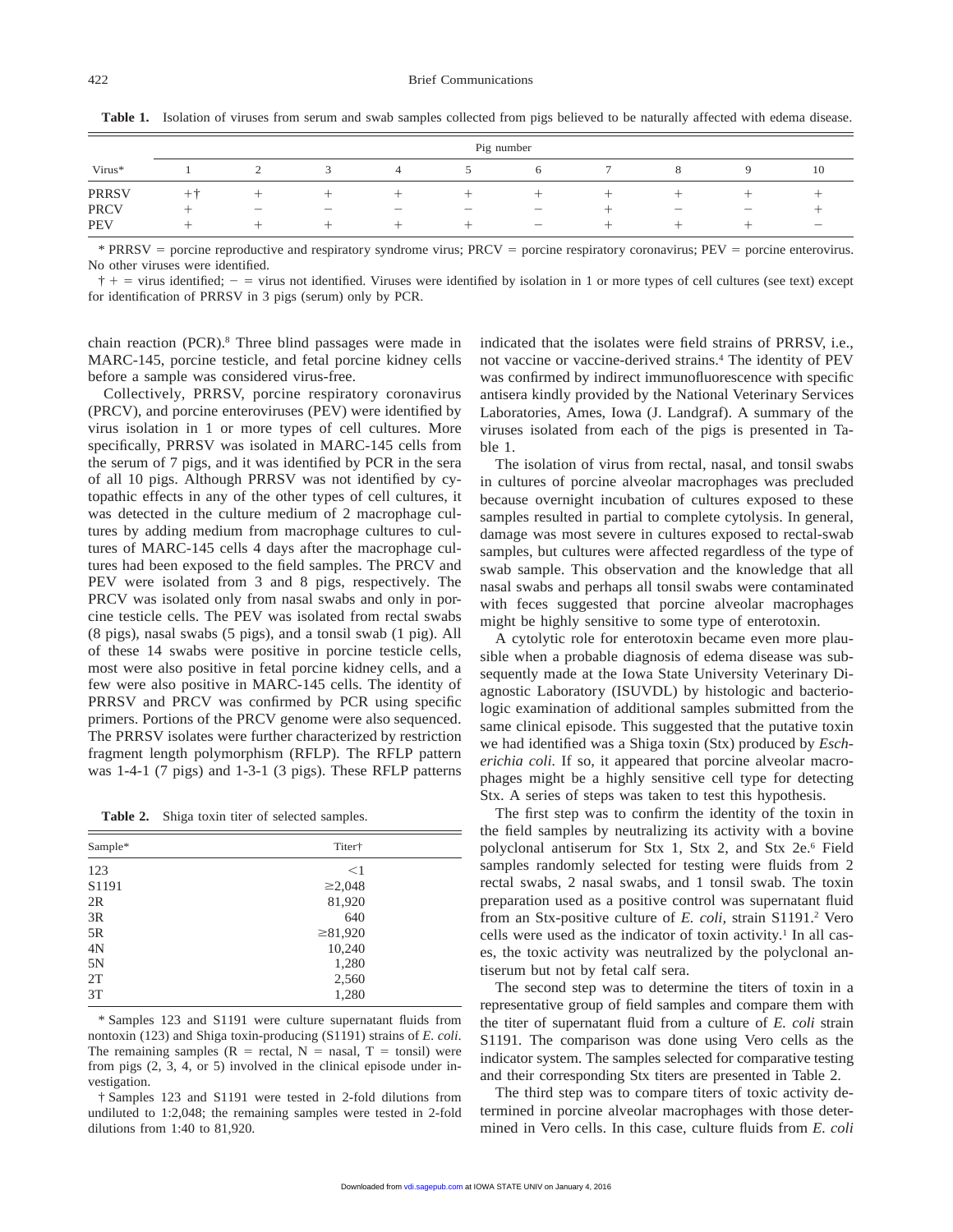**Table 1.** Isolation of viruses from serum and swab samples collected from pigs believed to be naturally affected with edema disease.

| Virus* | Pig number | | | | | | | | | |
|---|---|---|---|---|---|---|---|---|---|---|
| | 1 | 2 | 3 | 4 | 5 | 6 | 7 | 8 | 9 | 10 |
| PRRSV | +† | + | + | + | + | + | + | + | + | + |
| PRCV | + | − | − | − | − | − | + | − | − | + |
| PEV | + | + | + | + | + | − | + | + | + | − |

\* PRRSV = porcine reproductive and respiratory syndrome virus; PRCV = porcine respiratory coronavirus; PEV = porcine enterovirus. No other viruses were identified.

† + = virus identified; − = virus not identified. Viruses were identified by isolation in 1 or more types of cell cultures (see text) except for identification of PRRSV in 3 pigs (serum) only by PCR.

chain reaction (PCR).[8] Three blind passages were made in MARC-145, porcine testicle, and fetal porcine kidney cells before a sample was considered virus-free.

Collectively, PRRSV, porcine respiratory coronavirus (PRCV), and porcine enteroviruses (PEV) were identified by virus isolation in 1 or more types of cell cultures. More specifically, PRRSV was isolated in MARC-145 cells from the serum of 7 pigs, and it was identified by PCR in the sera of all 10 pigs. Although PRRSV was not identified by cytopathic effects in any of the other types of cell cultures, it was detected in the culture medium of 2 macrophage cultures by adding medium from macrophage cultures to cultures of MARC-145 cells 4 days after the macrophage cultures had been exposed to the field samples. The PRCV and PEV were isolated from 3 and 8 pigs, respectively. The PRCV was isolated only from nasal swabs and only in porcine testicle cells. The PEV was isolated from rectal swabs (8 pigs), nasal swabs (5 pigs), and a tonsil swab (1 pig). All of these 14 swabs were positive in porcine testicle cells, most were also positive in fetal porcine kidney cells, and a few were also positive in MARC-145 cells. The identity of PRRSV and PRCV was confirmed by PCR using specific primers. Portions of the PRCV genome were also sequenced. The PRRSV isolates were further characterized by restriction fragment length polymorphism (RFLP). The RFLP pattern was 1-4-1 (7 pigs) and 1-3-1 (3 pigs). These RFLP patterns indicated that the isolates were field strains of PRRSV, i.e., not vaccine or vaccine-derived strains.[4] The identity of PEV was confirmed by indirect immunofluorescence with specific antisera kindly provided by the National Veterinary Services Laboratories, Ames, Iowa (J. Landgraf). A summary of the viruses isolated from each of the pigs is presented in Table 1.

The isolation of virus from rectal, nasal, and tonsil swabs in cultures of porcine alveolar macrophages was precluded because overnight incubation of cultures exposed to these samples resulted in partial to complete cytolysis. In general, damage was most severe in cultures exposed to rectal-swab samples, but cultures were affected regardless of the type of swab sample. This observation and the knowledge that all nasal swabs and perhaps all tonsil swabs were contaminated with feces suggested that porcine alveolar macrophages might be highly sensitive to some type of enterotoxin.

A cytolytic role for enterotoxin became even more plausible when a probable diagnosis of edema disease was subsequently made at the Iowa State University Veterinary Diagnostic Laboratory (ISUVDL) by histologic and bacteriologic examination of additional samples submitted from the same clinical episode. This suggested that the putative toxin we had identified was a Shiga toxin (Stx) produced by *Escherichia coli*. If so, it appeared that porcine alveolar macrophages might be a highly sensitive cell type for detecting Stx. A series of steps was taken to test this hypothesis.

**Table 2.** Shiga toxin titer of selected samples.

| Sample* | Titer† |
|---|---|
| 123 | <1 |
| S1191 | ≥2,048 |
| 2R | 81,920 |
| 3R | 640 |
| 5R | ≥81,920 |
| 4N | 10,240 |
| 5N | 1,280 |
| 2T | 2,560 |
| 3T | 1,280 |

\* Samples 123 and S1191 were culture supernatant fluids from nontoxin (123) and Shiga toxin-producing (S1191) strains of *E. coli*. The remaining samples (R = rectal, N = nasal, T = tonsil) were from pigs (2, 3, 4, or 5) involved in the clinical episode under investigation.

† Samples 123 and S1191 were tested in 2-fold dilutions from undiluted to 1:2,048; the remaining samples were tested in 2-fold dilutions from 1:40 to 81,920.

The first step was to confirm the identity of the toxin in the field samples by neutralizing its activity with a bovine polyclonal antiserum for Stx 1, Stx 2, and Stx 2e.[6] Field samples randomly selected for testing were fluids from 2 rectal swabs, 2 nasal swabs, and 1 tonsil swab. The toxin preparation used as a positive control was supernatant fluid from an Stx-positive culture of *E. coli*, strain S1191.[2] Vero cells were used as the indicator of toxin activity.[1] In all cases, the toxic activity was neutralized by the polyclonal antiserum but not by fetal calf sera.

The second step was to determine the titers of toxin in a representative group of field samples and compare them with the titer of supernatant fluid from a culture of *E. coli* strain S1191. The comparison was done using Vero cells as the indicator system. The samples selected for comparative testing and their corresponding Stx titers are presented in Table 2.

The third step was to compare titers of toxic activity determined in porcine alveolar macrophages with those determined in Vero cells. In this case, culture fluids from *E. coli*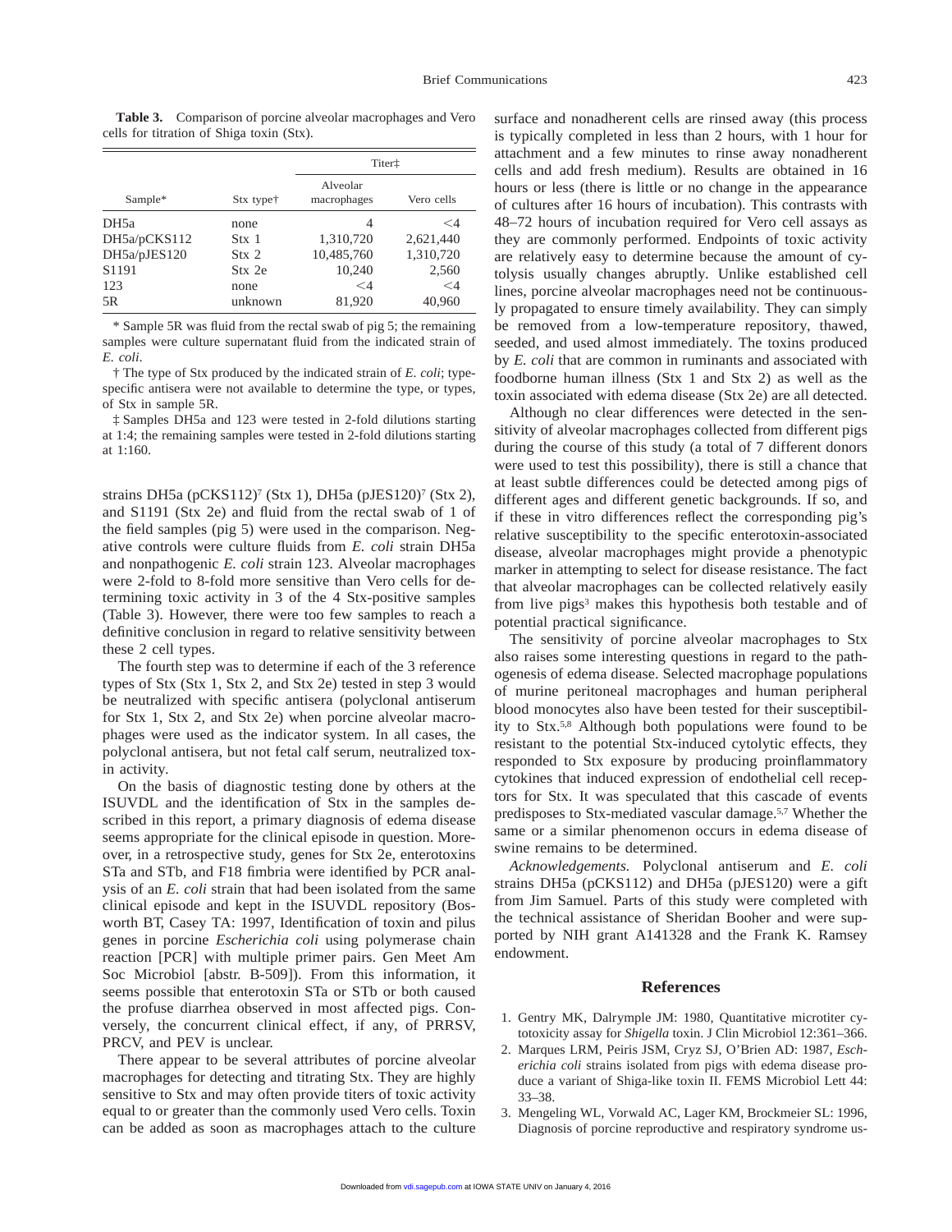**Table 3.** Comparison of porcine alveolar macrophages and Vero cells for titration of Shiga toxin (Stx).

| Sample* | Stx type† | Titer‡ | |
|---|---|---|---|
| | | Alveolar macrophages | Vero cells |
| DH5a | none | 4 | <4 |
| DH5a/pCKS112 | Stx 1 | 1,310,720 | 2,621,440 |
| DH5a/pJES120 | Stx 2 | 10,485,760 | 1,310,720 |
| S1191 | Stx 2e | 10,240 | 2,560 |
| 123 | none | <4 | <4 |
| 5R | unknown | 81,920 | 40,960 |

\* Sample 5R was fluid from the rectal swab of pig 5; the remaining samples were culture supernatant fluid from the indicated strain of *E. coli*.

† The type of Stx produced by the indicated strain of *E. coli*; type-specific antisera were not available to determine the type, or types, of Stx in sample 5R.

‡ Samples DH5a and 123 were tested in 2-fold dilutions starting at 1:4; the remaining samples were tested in 2-fold dilutions starting at 1:160.

strains DH5a (pCKS112)[7] (Stx 1), DH5a (pJES120)[7] (Stx 2), and S1191 (Stx 2e) and fluid from the rectal swab of 1 of the field samples (pig 5) were used in the comparison. Negative controls were culture fluids from *E. coli* strain DH5a and nonpathogenic *E. coli* strain 123. Alveolar macrophages were 2-fold to 8-fold more sensitive than Vero cells for determining toxic activity in 3 of the 4 Stx-positive samples (Table 3). However, there were too few samples to reach a definitive conclusion in regard to relative sensitivity between these 2 cell types.

The fourth step was to determine if each of the 3 reference types of Stx (Stx 1, Stx 2, and Stx 2e) tested in step 3 would be neutralized with specific antisera (polyclonal antiserum for Stx 1, Stx 2, and Stx 2e) when porcine alveolar macrophages were used as the indicator system. In all cases, the polyclonal antisera, but not fetal calf serum, neutralized toxin activity.

On the basis of diagnostic testing done by others at the ISUVDL and the identification of Stx in the samples described in this report, a primary diagnosis of edema disease seems appropriate for the clinical episode in question. Moreover, in a retrospective study, genes for Stx 2e, enterotoxins STa and STb, and F18 fimbria were identified by PCR analysis of an *E. coli* strain that had been isolated from the same clinical episode and kept in the ISUVDL repository (Bosworth BT, Casey TA: 1997, Identification of toxin and pilus genes in porcine *Escherichia coli* using polymerase chain reaction [PCR] with multiple primer pairs. Gen Meet Am Soc Microbiol [abstr. B-509]). From this information, it seems possible that enterotoxin STa or STb or both caused the profuse diarrhea observed in most affected pigs. Conversely, the concurrent clinical effect, if any, of PRRSV, PRCV, and PEV is unclear.

There appear to be several attributes of porcine alveolar macrophages for detecting and titrating Stx. They are highly sensitive to Stx and may often provide titers of toxic activity equal to or greater than the commonly used Vero cells. Toxin can be added as soon as macrophages attach to the culture surface and nonadherent cells are rinsed away (this process is typically completed in less than 2 hours, with 1 hour for attachment and a few minutes to rinse away nonadherent cells and add fresh medium). Results are obtained in 16 hours or less (there is little or no change in the appearance of cultures after 16 hours of incubation). This contrasts with 48–72 hours of incubation required for Vero cell assays as they are commonly performed. Endpoints of toxic activity are relatively easy to determine because the amount of cytolysis usually changes abruptly. Unlike established cell lines, porcine alveolar macrophages need not be continuously propagated to ensure timely availability. They can simply be removed from a low-temperature repository, thawed, seeded, and used almost immediately. The toxins produced by *E. coli* that are common in ruminants and associated with foodborne human illness (Stx 1 and Stx 2) as well as the toxin associated with edema disease (Stx 2e) are all detected.

Although no clear differences were detected in the sensitivity of alveolar macrophages collected from different pigs during the course of this study (a total of 7 different donors were used to test this possibility), there is still a chance that at least subtle differences could be detected among pigs of different ages and different genetic backgrounds. If so, and if these in vitro differences reflect the corresponding pig's relative susceptibility to the specific enterotoxin-associated disease, alveolar macrophages might provide a phenotypic marker in attempting to select for disease resistance. The fact that alveolar macrophages can be collected relatively easily from live pigs[3] makes this hypothesis both testable and of potential practical significance.

The sensitivity of porcine alveolar macrophages to Stx also raises some interesting questions in regard to the pathogenesis of edema disease. Selected macrophage populations of murine peritoneal macrophages and human peripheral blood monocytes also have been tested for their susceptibility to Stx.[5,8] Although both populations were found to be resistant to the potential Stx-induced cytolytic effects, they responded to Stx exposure by producing proinflammatory cytokines that induced expression of endothelial cell receptors for Stx. It was speculated that this cascade of events predisposes to Stx-mediated vascular damage.[5,7] Whether the same or a similar phenomenon occurs in edema disease of swine remains to be determined.

*Acknowledgements.* Polyclonal antiserum and *E. coli* strains DH5a (pCKS112) and DH5a (pJES120) were a gift from Jim Samuel. Parts of this study were completed with the technical assistance of Sheridan Booher and were supported by NIH grant A141328 and the Frank K. Ramsey endowment.

## References

1. Gentry MK, Dalrymple JM: 1980, Quantitative microtiter cytotoxicity assay for *Shigella* toxin. J Clin Microbiol 12:361–366.
2. Marques LRM, Peiris JSM, Cryz SJ, O'Brien AD: 1987, *Escherichia coli* strains isolated from pigs with edema disease produce a variant of Shiga-like toxin II. FEMS Microbiol Lett 44: 33–38.
3. Mengeling WL, Vorwald AC, Lager KM, Brockmeier SL: 1996, Diagnosis of porcine reproductive and respiratory syndrome us-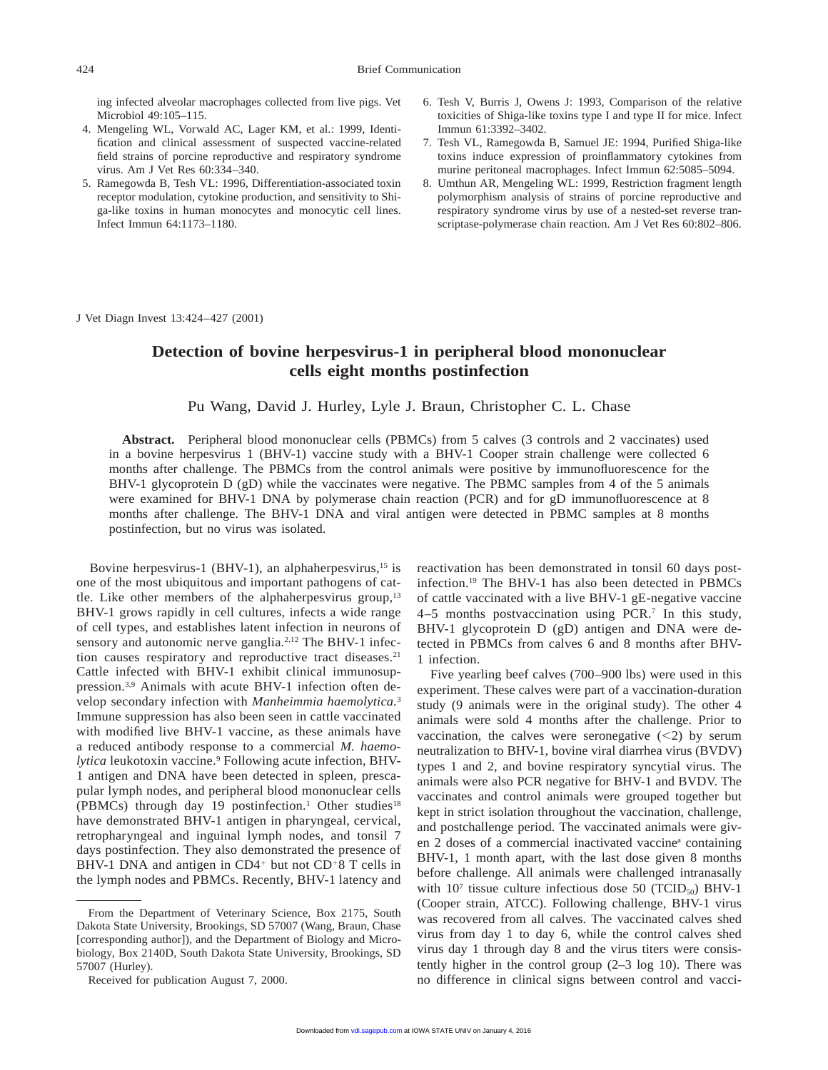ing infected alveolar macrophages collected from live pigs. Vet Microbiol 49:105–115.

4. Mengeling WL, Vorwald AC, Lager KM, et al.: 1999, Identification and clinical assessment of suspected vaccine-related field strains of porcine reproductive and respiratory syndrome virus. Am J Vet Res 60:334–340.
5. Ramegowda B, Tesh VL: 1996, Differentiation-associated toxin receptor modulation, cytokine production, and sensitivity to Shiga-like toxins in human monocytes and monocytic cell lines. Infect Immun 64:1173–1180.
6. Tesh V, Burris J, Owens J: 1993, Comparison of the relative toxicities of Shiga-like toxins type I and type II for mice. Infect Immun 61:3392–3402.
7. Tesh VL, Ramegowda B, Samuel JE: 1994, Purified Shiga-like toxins induce expression of proinflammatory cytokines from murine peritoneal macrophages. Infect Immun 62:5085–5094.
8. Umthun AR, Mengeling WL: 1999, Restriction fragment length polymorphism analysis of strains of porcine reproductive and respiratory syndrome virus by use of a nested-set reverse transcriptase-polymerase chain reaction. Am J Vet Res 60:802–806.

J Vet Diagn Invest 13:424–427 (2001)

# Detection of bovine herpesvirus-1 in peripheral blood mononuclear cells eight months postinfection

Pu Wang, David J. Hurley, Lyle J. Braun, Christopher C. L. Chase

**Abstract.** Peripheral blood mononuclear cells (PBMCs) from 5 calves (3 controls and 2 vaccinates) used in a bovine herpesvirus 1 (BHV-1) vaccine study with a BHV-1 Cooper strain challenge were collected 6 months after challenge. The PBMCs from the control animals were positive by immunofluorescence for the BHV-1 glycoprotein D (gD) while the vaccinates were negative. The PBMC samples from 4 of the 5 animals were examined for BHV-1 DNA by polymerase chain reaction (PCR) and for gD immunofluorescence at 8 months after challenge. The BHV-1 DNA and viral antigen were detected in PBMC samples at 8 months postinfection, but no virus was isolated.

Bovine herpesvirus-1 (BHV-1), an alphaherpesvirus,[15] is one of the most ubiquitous and important pathogens of cattle. Like other members of the alphaherpesvirus group,[13] BHV-1 grows rapidly in cell cultures, infects a wide range of cell types, and establishes latent infection in neurons of sensory and autonomic nerve ganglia.[2,12] The BHV-1 infection causes respiratory and reproductive tract diseases.[21] Cattle infected with BHV-1 exhibit clinical immunosuppression.[3,9] Animals with acute BHV-1 infection often develop secondary infection with *Manheimmia haemolytica*.[3] Immune suppression has also been seen in cattle vaccinated with modified live BHV-1 vaccine, as these animals have a reduced antibody response to a commercial *M. haemolytica* leukotoxin vaccine.[9] Following acute infection, BHV-1 antigen and DNA have been detected in spleen, prescapular lymph nodes, and peripheral blood mononuclear cells (PBMCs) through day 19 postinfection.[1] Other studies[18] have demonstrated BHV-1 antigen in pharyngeal, cervical, retropharyngeal and inguinal lymph nodes, and tonsil 7 days postinfection. They also demonstrated the presence of BHV-1 DNA and antigen in CD4$^+$ but not CD$^+$8 T cells in the lymph nodes and PBMCs. Recently, BHV-1 latency and reactivation has been demonstrated in tonsil 60 days postinfection.[19] The BHV-1 has also been detected in PBMCs of cattle vaccinated with a live BHV-1 gE-negative vaccine 4–5 months postvaccination using PCR.[7] In this study, BHV-1 glycoprotein D (gD) antigen and DNA were detected in PBMCs from calves 6 and 8 months after BHV-1 infection.

Five yearling beef calves (700–900 lbs) were used in this experiment. These calves were part of a vaccination-duration study (9 animals were in the original study). The other 4 animals were sold 4 months after the challenge. Prior to vaccination, the calves were seronegative (<2) by serum neutralization to BHV-1, bovine viral diarrhea virus (BVDV) types 1 and 2, and bovine respiratory syncytial virus. The animals were also PCR negative for BHV-1 and BVDV. The vaccinates and control animals were grouped together but kept in strict isolation throughout the vaccination, challenge, and postchallenge period. The vaccinated animals were given 2 doses of a commercial inactivated vaccine[a] containing BHV-1, 1 month apart, with the last dose given 8 months before challenge. All animals were challenged intranasally with $10^7$ tissue culture infectious dose 50 ($TCID_{50}$) BHV-1 (Cooper strain, ATCC). Following challenge, BHV-1 virus was recovered from all calves. The vaccinated calves shed virus from day 1 to day 6, while the control calves shed virus day 1 through day 8 and the virus titers were consistently higher in the control group (2–3 log 10). There was no difference in clinical signs between control and vacci-

From the Department of Veterinary Science, Box 2175, South Dakota State University, Brookings, SD 57007 (Wang, Braun, Chase [corresponding author]), and the Department of Biology and Microbiology, Box 2140D, South Dakota State University, Brookings, SD 57007 (Hurley).

Received for publication August 7, 2000.